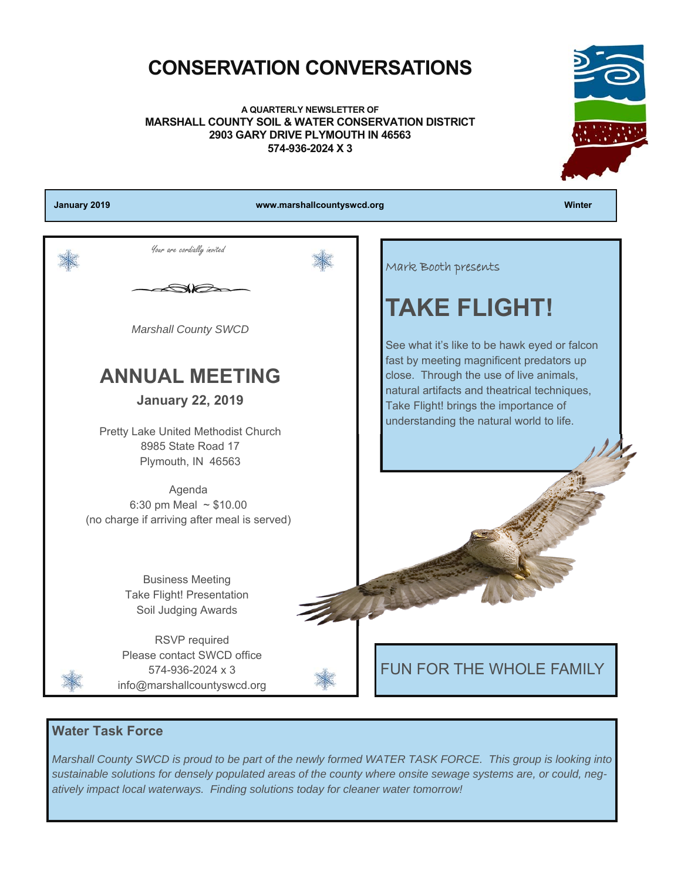# CONSERVATION CONVERSATIONS

**A QUARTERLY NEWSLETTER OF**
**MARSHALL COUNTY SOIL & WATER CONSERVATION DISTRICT**
**2903 GARY DRIVE PLYMOUTH IN 46563**
**574-936-2024 X 3**

**January 2019** | **www.marshallcountyswcd.org** | **Winter**

*Your are cordially invited*

*Marshall County SWCD*

## ANNUAL MEETING

**January 22, 2019**

Pretty Lake United Methodist Church
8985 State Road 17
Plymouth, IN 46563

Agenda
6:30 pm Meal ~ $10.00
(no charge if arriving after meal is served)

Business Meeting
Take Flight! Presentation
Soil Judging Awards

RSVP required
Please contact SWCD office
574-936-2024 x 3
info@marshallcountyswcd.org

Mark Booth presents

## TAKE FLIGHT!

See what it's like to be hawk eyed or falcon fast by meeting magnificent predators up close. Through the use of live animals, natural artifacts and theatrical techniques, Take Flight! brings the importance of understanding the natural world to life.

FUN FOR THE WHOLE FAMILY

### Water Task Force

*Marshall County SWCD is proud to be part of the newly formed WATER TASK FORCE. This group is looking into sustainable solutions for densely populated areas of the county where onsite sewage systems are, or could, negatively impact local waterways. Finding solutions today for cleaner water tomorrow!*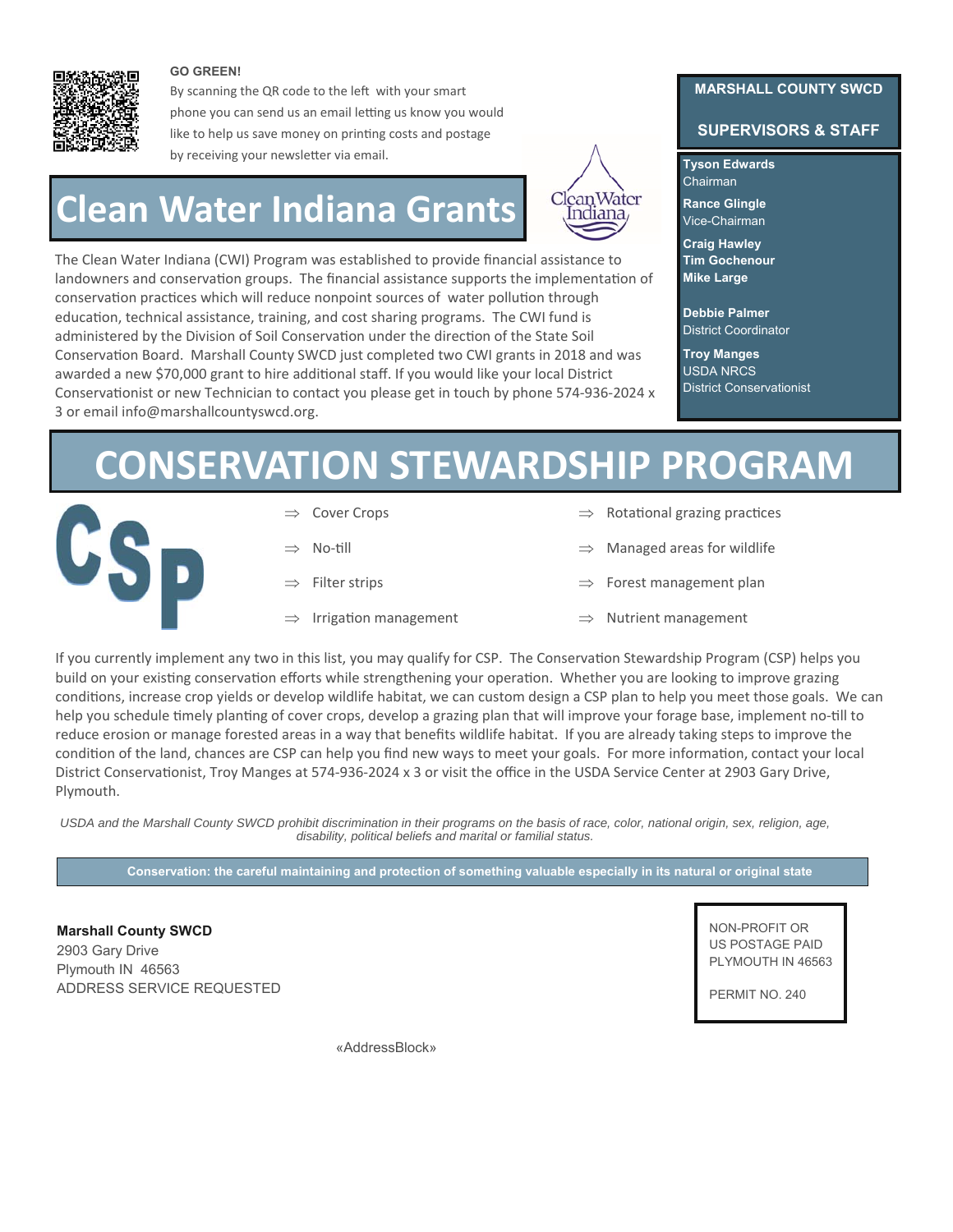**GO GREEN!**

By scanning the QR code to the left with your smart phone you can send us an email letting us know you would like to help us save money on printing costs and postage by receiving your newsletter via email.

# Clean Water Indiana Grants

The Clean Water Indiana (CWI) Program was established to provide financial assistance to landowners and conservation groups. The financial assistance supports the implementation of conservation practices which will reduce nonpoint sources of water pollution through education, technical assistance, training, and cost sharing programs. The CWI fund is administered by the Division of Soil Conservation under the direction of the State Soil Conservation Board. Marshall County SWCD just completed two CWI grants in 2018 and was awarded a new $70,000 grant to hire additional staff. If you would like your local District Conservationist or new Technician to contact you please get in touch by phone 574-936-2024 x 3 or email info@marshallcountyswcd.org.

## MARSHALL COUNTY SWCD SUPERVISORS & STAFF

**Tyson Edwards**
Chairman

**Rance Glingle**
Vice-Chairman

**Craig Hawley**
**Tim Gochenour**
**Mike Large**

**Debbie Palmer**
District Coordinator

**Troy Manges**
USDA NRCS
District Conservationist

# CONSERVATION STEWARDSHIP PROGRAM

CSP

- ⇒ Cover Crops
- ⇒ No-till
- ⇒ Filter strips
- ⇒ Irrigation management
- ⇒ Rotational grazing practices
- ⇒ Managed areas for wildlife
- ⇒ Forest management plan
- ⇒ Nutrient management

If you currently implement any two in this list, you may qualify for CSP. The Conservation Stewardship Program (CSP) helps you build on your existing conservation efforts while strengthening your operation. Whether you are looking to improve grazing conditions, increase crop yields or develop wildlife habitat, we can custom design a CSP plan to help you meet those goals. We can help you schedule timely planting of cover crops, develop a grazing plan that will improve your forage base, implement no-till to reduce erosion or manage forested areas in a way that benefits wildlife habitat. If you are already taking steps to improve the condition of the land, chances are CSP can help you find new ways to meet your goals. For more information, contact your local District Conservationist, Troy Manges at 574-936-2024 x 3 or visit the office in the USDA Service Center at 2903 Gary Drive, Plymouth.

*USDA and the Marshall County SWCD prohibit discrimination in their programs on the basis of race, color, national origin, sex, religion, age, disability, political beliefs and marital or familial status.*

**Conservation: the careful maintaining and protection of something valuable especially in its natural or original state**

**Marshall County SWCD**
2903 Gary Drive
Plymouth IN 46563
ADDRESS SERVICE REQUESTED

NON-PROFIT OR
US POSTAGE PAID
PLYMOUTH IN 46563

PERMIT NO. 240

«AddressBlock»